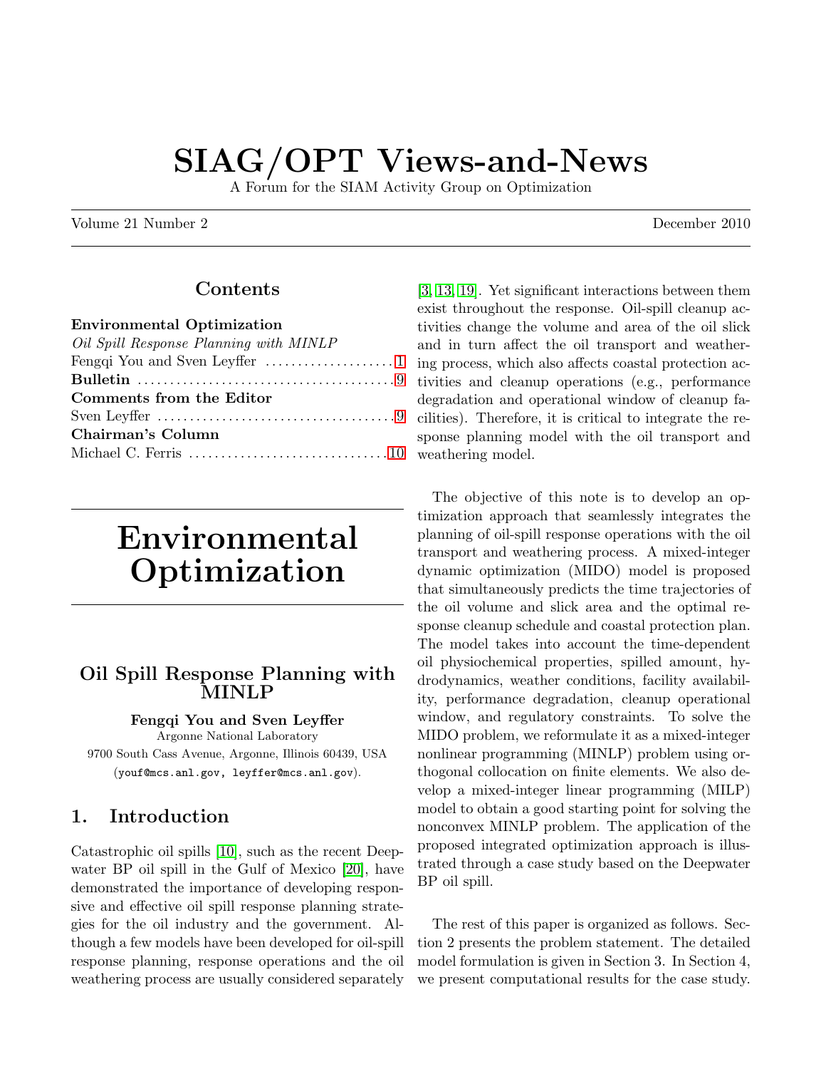# SIAG/OPT Views-and-News

A Forum for the SIAM Activity Group on Optimization

Volume 21 Number 2 December 2010

## Contents

**Environmental Optimization**
*Oil Spill Response Planning with MINLP*
Fengqi You and Sven Leyffer .................... 1
**Bulletin** .................................... 9
**Comments from the Editor**
Sven Leyffer .................................... 9
**Chairman's Column**
Michael C. Ferris ............................... 10

# Environmental Optimization

## Oil Spill Response Planning with MINLP

**Fengqi You and Sven Leyffer**
Argonne National Laboratory
9700 South Cass Avenue, Argonne, Illinois 60439, USA
(youf@mcs.anl.gov, leyffer@mcs.anl.gov).

### 1. Introduction

Catastrophic oil spills [10], such as the recent Deepwater BP oil spill in the Gulf of Mexico [20], have demonstrated the importance of developing responsive and effective oil spill response planning strategies for the oil industry and the government. Although a few models have been developed for oil-spill response planning, response operations and the oil weathering process are usually considered separately [3, 13, 19]. Yet significant interactions between them exist throughout the response. Oil-spill cleanup activities change the volume and area of the oil slick and in turn affect the oil transport and weathering process, which also affects coastal protection activities and cleanup operations (e.g., performance degradation and operational window of cleanup facilities). Therefore, it is critical to integrate the response planning model with the oil transport and weathering model.

The objective of this note is to develop an optimization approach that seamlessly integrates the planning of oil-spill response operations with the oil transport and weathering process. A mixed-integer dynamic optimization (MIDO) model is proposed that simultaneously predicts the time trajectories of the oil volume and slick area and the optimal response cleanup schedule and coastal protection plan. The model takes into account the time-dependent oil physiochemical properties, spilled amount, hydrodynamics, weather conditions, facility availability, performance degradation, cleanup operational window, and regulatory constraints. To solve the MIDO problem, we reformulate it as a mixed-integer nonlinear programming (MINLP) problem using orthogonal collocation on finite elements. We also develop a mixed-integer linear programming (MILP) model to obtain a good starting point for solving the nonconvex MINLP problem. The application of the proposed integrated optimization approach is illustrated through a case study based on the Deepwater BP oil spill.

The rest of this paper is organized as follows. Section 2 presents the problem statement. The detailed model formulation is given in Section 3. In Section 4, we present computational results for the case study.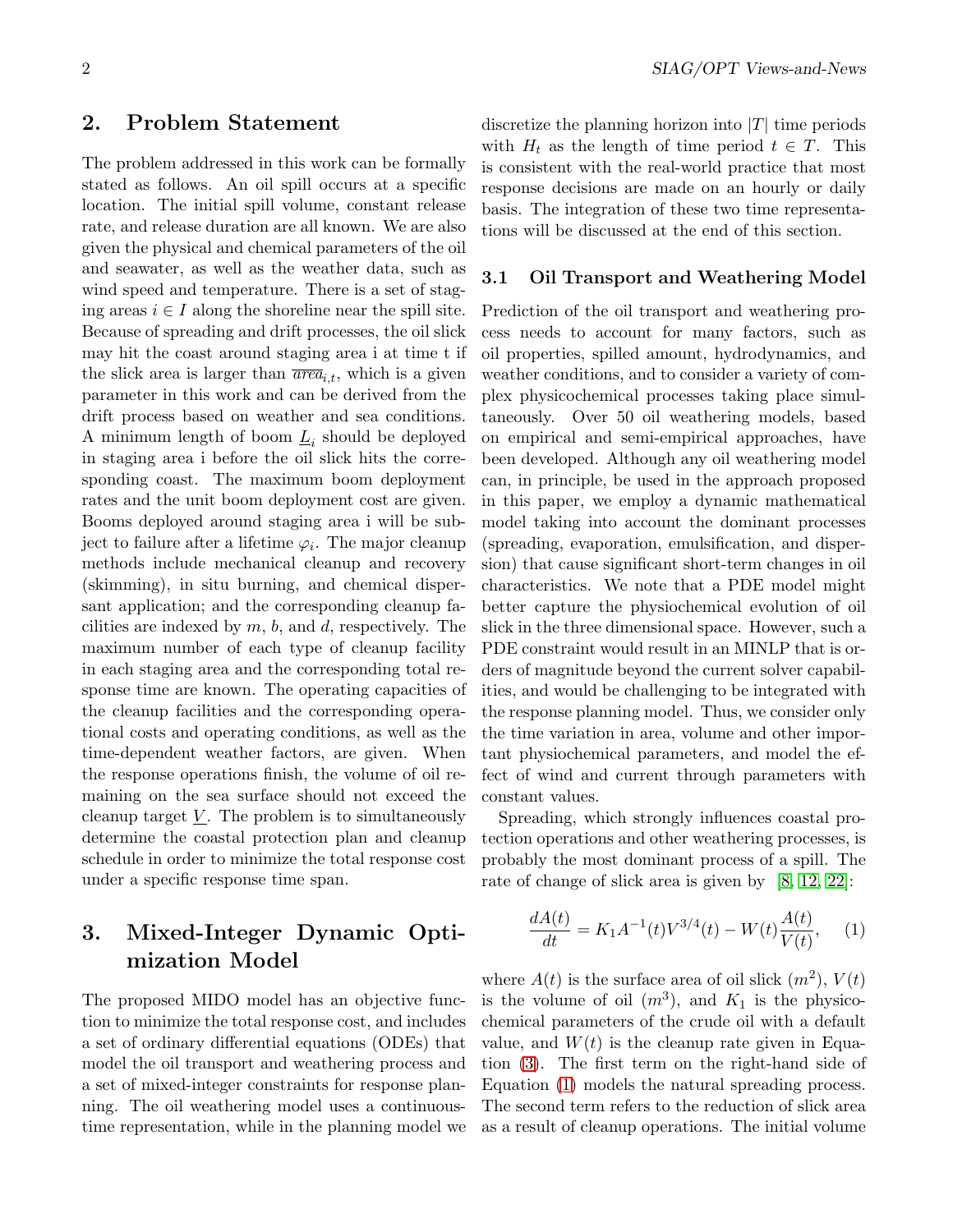## 2. Problem Statement

The problem addressed in this work can be formally stated as follows. An oil spill occurs at a specific location. The initial spill volume, constant release rate, and release duration are all known. We are also given the physical and chemical parameters of the oil and seawater, as well as the weather data, such as wind speed and temperature. There is a set of staging areas $i \in I$ along the shoreline near the spill site. Because of spreading and drift processes, the oil slick may hit the coast around staging area i at time t if the slick area is larger than $\overline{area}_{i,t}$, which is a given parameter in this work and can be derived from the drift process based on weather and sea conditions. A minimum length of boom $\underline{L}_i$ should be deployed in staging area i before the oil slick hits the corresponding coast. The maximum boom deployment rates and the unit boom deployment cost are given. Booms deployed around staging area i will be subject to failure after a lifetime $\varphi_i$. The major cleanup methods include mechanical cleanup and recovery (skimming), in situ burning, and chemical dispersant application; and the corresponding cleanup facilities are indexed by $m$, $b$, and $d$, respectively. The maximum number of each type of cleanup facility in each staging area and the corresponding total response time are known. The operating capacities of the cleanup facilities and the corresponding operational costs and operating conditions, as well as the time-dependent weather factors, are given. When the response operations finish, the volume of oil remaining on the sea surface should not exceed the cleanup target $\underline{V}$. The problem is to simultaneously determine the coastal protection plan and cleanup schedule in order to minimize the total response cost under a specific response time span.

## 3. Mixed-Integer Dynamic Optimization Model

The proposed MIDO model has an objective function to minimize the total response cost, and includes a set of ordinary differential equations (ODEs) that model the oil transport and weathering process and a set of mixed-integer constraints for response planning. The oil weathering model uses a continuous-time representation, while in the planning model we discretize the planning horizon into $|T|$ time periods with $H_t$ as the length of time period $t \in T$. This is consistent with the real-world practice that most response decisions are made on an hourly or daily basis. The integration of these two time representations will be discussed at the end of this section.

### 3.1 Oil Transport and Weathering Model

Prediction of the oil transport and weathering process needs to account for many factors, such as oil properties, spilled amount, hydrodynamics, and weather conditions, and to consider a variety of complex physicochemical processes taking place simultaneously. Over 50 oil weathering models, based on empirical and semi-empirical approaches, have been developed. Although any oil weathering model can, in principle, be used in the approach proposed in this paper, we employ a dynamic mathematical model taking into account the dominant processes (spreading, evaporation, emulsification, and dispersion) that cause significant short-term changes in oil characteristics. We note that a PDE model might better capture the physiochemical evolution of oil slick in the three dimensional space. However, such a PDE constraint would result in an MINLP that is orders of magnitude beyond the current solver capabilities, and would be challenging to be integrated with the response planning model. Thus, we consider only the time variation in area, volume and other important physiochemical parameters, and model the effect of wind and current through parameters with constant values.

Spreading, which strongly influences coastal protection operations and other weathering processes, is probably the most dominant process of a spill. The rate of change of slick area is given by [8, 12, 22]:

$$\frac{dA(t)}{dt} = K_1 A^{-1}(t) V^{3/4}(t) - W(t)\frac{A(t)}{V(t)}, \qquad (1)$$

where $A(t)$ is the surface area of oil slick ($m^2$), $V(t)$ is the volume of oil ($m^3$), and $K_1$ is the physicochemical parameters of the crude oil with a default value, and $W(t)$ is the cleanup rate given in Equation (3). The first term on the right-hand side of Equation (1) models the natural spreading process. The second term refers to the reduction of slick area as a result of cleanup operations. The initial volume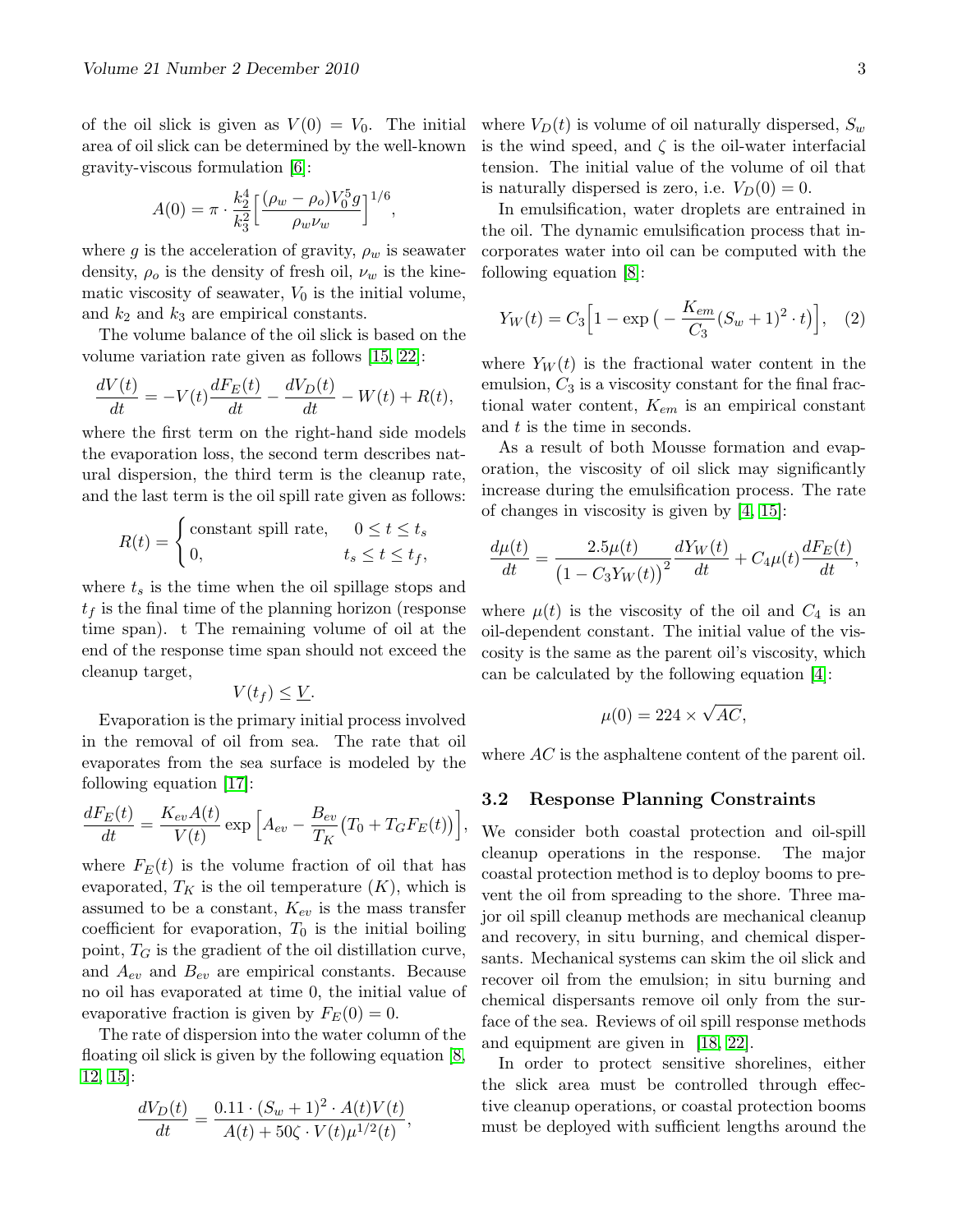of the oil slick is given as $V(0) = V_0$. The initial area of oil slick can be determined by the well-known gravity-viscous formulation [6]:

$$A(0) = \pi \cdot \frac{k_2^4}{k_3^2}\Big[\frac{(\rho_w - \rho_o)V_0^5 g}{\rho_w \nu_w}\Big]^{1/6},$$

where $g$ is the acceleration of gravity, $\rho_w$ is seawater density, $\rho_o$ is the density of fresh oil, $\nu_w$ is the kinematic viscosity of seawater, $V_0$ is the initial volume, and $k_2$ and $k_3$ are empirical constants.

The volume balance of the oil slick is based on the volume variation rate given as follows [15, 22]:

$$\frac{dV(t)}{dt} = -V(t)\frac{dF_E(t)}{dt} - \frac{dV_D(t)}{dt} - W(t) + R(t),$$

where the first term on the right-hand side models the evaporation loss, the second term describes natural dispersion, the third term is the cleanup rate, and the last term is the oil spill rate given as follows:

$$R(t) = \begin{cases} \text{constant spill rate}, & 0 \le t \le t_s \\ 0, & t_s \le t \le t_f, \end{cases}$$

where $t_s$ is the time when the oil spillage stops and $t_f$ is the final time of the planning horizon (response time span). t The remaining volume of oil at the end of the response time span should not exceed the cleanup target,

$$V(t_f) \le \underline{V}.$$

Evaporation is the primary initial process involved in the removal of oil from sea. The rate that oil evaporates from the sea surface is modeled by the following equation [17]:

$$\frac{dF_E(t)}{dt} = \frac{K_{ev}A(t)}{V(t)} \exp\Big[A_{ev} - \frac{B_{ev}}{T_K}\big(T_0 + T_G F_E(t)\big)\Big],$$

where $F_E(t)$ is the volume fraction of oil that has evaporated, $T_K$ is the oil temperature ($K$), which is assumed to be a constant, $K_{ev}$ is the mass transfer coefficient for evaporation, $T_0$ is the initial boiling point, $T_G$ is the gradient of the oil distillation curve, and $A_{ev}$ and $B_{ev}$ are empirical constants. Because no oil has evaporated at time 0, the initial value of evaporative fraction is given by $F_E(0) = 0$.

The rate of dispersion into the water column of the floating oil slick is given by the following equation [8, 12, 15]:

$$\frac{dV_D(t)}{dt} = \frac{0.11 \cdot (S_w + 1)^2 \cdot A(t)V(t)}{A(t) + 50\zeta \cdot V(t)\mu^{1/2}(t)},$$

where $V_D(t)$ is volume of oil naturally dispersed, $S_w$ is the wind speed, and $\zeta$ is the oil-water interfacial tension. The initial value of the volume of oil that is naturally dispersed is zero, i.e. $V_D(0) = 0$.

In emulsification, water droplets are entrained in the oil. The dynamic emulsification process that incorporates water into oil can be computed with the following equation [8]:

$$Y_W(t) = C_3\Big[1 - \exp\big(-\frac{K_{em}}{C_3}(S_w + 1)^2 \cdot t\big)\Big], \quad (2)$$

where $Y_W(t)$ is the fractional water content in the emulsion, $C_3$ is a viscosity constant for the final fractional water content, $K_{em}$ is an empirical constant and $t$ is the time in seconds.

As a result of both Mousse formation and evaporation, the viscosity of oil slick may significantly increase during the emulsification process. The rate of changes in viscosity is given by [4, 15]:

$$\frac{d\mu(t)}{dt} = \frac{2.5\mu(t)}{\big(1 - C_3 Y_W(t)\big)^2}\frac{dY_W(t)}{dt} + C_4\mu(t)\frac{dF_E(t)}{dt},$$

where $\mu(t)$ is the viscosity of the oil and $C_4$ is an oil-dependent constant. The initial value of the viscosity is the same as the parent oil's viscosity, which can be calculated by the following equation [4]:

$$\mu(0) = 224 \times \sqrt{AC},$$

where $AC$ is the asphaltene content of the parent oil.

### 3.2 Response Planning Constraints

We consider both coastal protection and oil-spill cleanup operations in the response. The major coastal protection method is to deploy booms to prevent the oil from spreading to the shore. Three major oil spill cleanup methods are mechanical cleanup and recovery, in situ burning, and chemical dispersants. Mechanical systems can skim the oil slick and recover oil from the emulsion; in situ burning and chemical dispersants remove oil only from the surface of the sea. Reviews of oil spill response methods and equipment are given in [18, 22].

In order to protect sensitive shorelines, either the slick area must be controlled through effective cleanup operations, or coastal protection booms must be deployed with sufficient lengths around the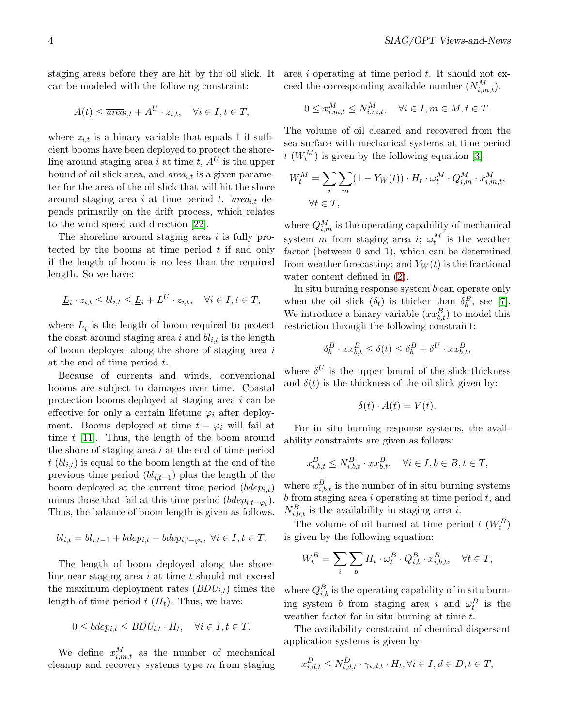staging areas before they are hit by the oil slick. It can be modeled with the following constraint:

$$A(t) \leq \overline{area}_{i,t} + A^U \cdot z_{i,t}, \quad \forall i \in I, t \in T,$$

where $z_{i,t}$ is a binary variable that equals 1 if sufficient booms have been deployed to protect the shoreline around staging area $i$ at time $t$, $A^U$ is the upper bound of oil slick area, and $\overline{area}_{i,t}$ is a given parameter for the area of the oil slick that will hit the shore around staging area $i$ at time period $t$. $\overline{area}_{i,t}$ depends primarily on the drift process, which relates to the wind speed and direction [22].

The shoreline around staging area $i$ is fully protected by the booms at time period $t$ if and only if the length of boom is no less than the required length. So we have:

$$\underline{L}_i \cdot z_{i,t} \leq bl_{i,t} \leq \underline{L}_i + L^U \cdot z_{i,t}, \quad \forall i \in I, t \in T,$$

where $\underline{L}_i$ is the length of boom required to protect the coast around staging area $i$ and $bl_{i,t}$ is the length of boom deployed along the shore of staging area $i$ at the end of time period $t$.

Because of currents and winds, conventional booms are subject to damages over time. Coastal protection booms deployed at staging area $i$ can be effective for only a certain lifetime $\varphi_i$ after deployment. Booms deployed at time $t - \varphi_i$ will fail at time $t$ [11]. Thus, the length of the boom around the shore of staging area $i$ at the end of time period $t$ ($bl_{i,t}$) is equal to the boom length at the end of the previous time period ($bl_{i,t-1}$) plus the length of the boom deployed at the current time period ($bdep_{i,t}$) minus those that fail at this time period ($bdep_{i,t-\varphi_i}$). Thus, the balance of boom length is given as follows.

$$bl_{i,t} = bl_{i,t-1} + bdep_{i,t} - bdep_{i,t-\varphi_i}, \ \forall i \in I, t \in T.$$

The length of boom deployed along the shoreline near staging area $i$ at time $t$ should not exceed the maximum deployment rates ($BDU_{i,t}$) times the length of time period $t$ ($H_t$). Thus, we have:

$$0 \leq bdep_{i,t} \leq BDU_{i,t} \cdot H_t, \quad \forall i \in I, t \in T.$$

We define $x^M_{i,m,t}$ as the number of mechanical cleanup and recovery systems type $m$ from staging area $i$ operating at time period $t$. It should not exceed the corresponding available number ($N^M_{i,m,t}$).

$$0 \leq x^M_{i,m,t} \leq N^M_{i,m,t}, \quad \forall i \in I, m \in M, t \in T.$$

The volume of oil cleaned and recovered from the sea surface with mechanical systems at time period $t$ ($W^M_t$) is given by the following equation [3].

$$W^M_t = \sum_i \sum_m (1 - Y_W(t)) \cdot H_t \cdot \omega^M_t \cdot Q^M_{i,m} \cdot x^M_{i,m,t}, \quad \forall t \in T,$$

where $Q^M_{i,m}$ is the operating capability of mechanical system $m$ from staging area $i$; $\omega^M_t$ is the weather factor (between 0 and 1), which can be determined from weather forecasting; and $Y_W(t)$ is the fractional water content defined in (2).

In situ burning response system $b$ can operate only when the oil slick ($\delta_t$) is thicker than $\delta^B_b$, see [7]. We introduce a binary variable ($xx^B_{b,t}$) to model this restriction through the following constraint:

$$\delta^B_b \cdot xx^B_{b,t} \leq \delta(t) \leq \delta^B_b + \delta^U \cdot xx^B_{b,t},$$

where $\delta^U$ is the upper bound of the slick thickness and $\delta(t)$ is the thickness of the oil slick given by:

$$\delta(t) \cdot A(t) = V(t).$$

For in situ burning response systems, the availability constraints are given as follows:

$$x^B_{i,b,t} \leq N^B_{i,b,t} \cdot xx^B_{b,t}, \quad \forall i \in I, b \in B, t \in T,$$

where $x^B_{i,b,t}$ is the number of in situ burning systems $b$ from staging area $i$ operating at time period $t$, and $N^B_{i,b,t}$ is the availability in staging area $i$.

The volume of oil burned at time period $t$ ($W^B_t$) is given by the following equation:

$$W^B_t = \sum_i \sum_b H_t \cdot \omega^B_t \cdot Q^B_{i,b} \cdot x^B_{i,b,t}, \quad \forall t \in T,$$

where $Q^B_{i,b}$ is the operating capability of in situ burning system $b$ from staging area $i$ and $\omega^B_t$ is the weather factor for in situ burning at time $t$.

The availability constraint of chemical dispersant application systems is given by:

$$x^D_{i,d,t} \leq N^D_{i,d,t} \cdot \gamma_{i,d,t} \cdot H_t, \forall i \in I, d \in D, t \in T,$$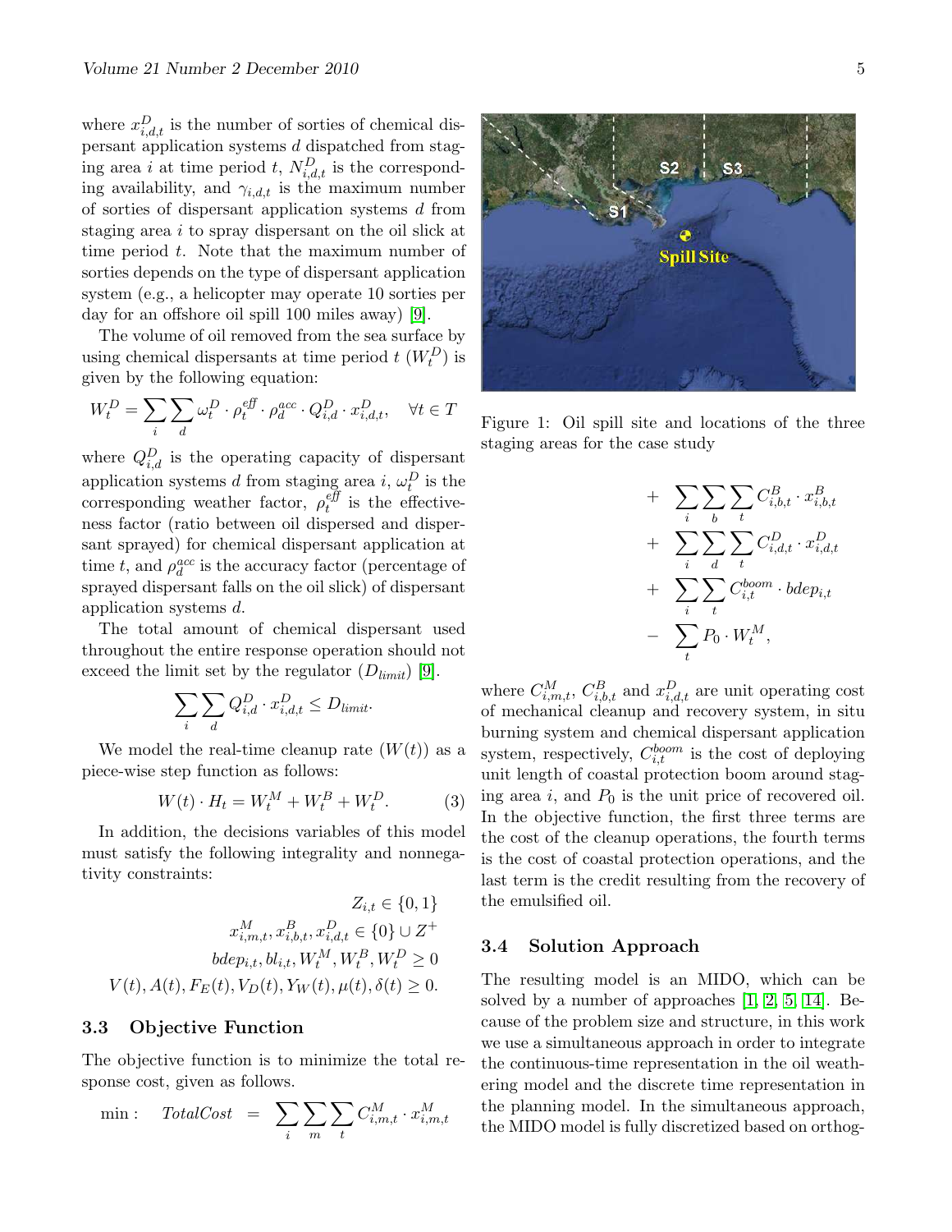where $x^D_{i,d,t}$ is the number of sorties of chemical dispersant application systems $d$ dispatched from staging area $i$ at time period $t$, $N^D_{i,d,t}$ is the corresponding availability, and $\gamma_{i,d,t}$ is the maximum number of sorties of dispersant application systems $d$ from staging area $i$ to spray dispersant on the oil slick at time period $t$. Note that the maximum number of sorties depends on the type of dispersant application system (e.g., a helicopter may operate 10 sorties per day for an offshore oil spill 100 miles away) [9].

The volume of oil removed from the sea surface by using chemical dispersants at time period $t$ ($W^D_t$) is given by the following equation:

$$W^D_t = \sum_i \sum_d \omega^D_t \cdot \rho^{eff}_t \cdot \rho^{acc}_d \cdot Q^D_{i,d} \cdot x^D_{i,d,t}, \quad \forall t \in T$$

where $Q^D_{i,d}$ is the operating capacity of dispersant application systems $d$ from staging area $i$, $\omega^D_t$ is the corresponding weather factor, $\rho^{eff}_t$ is the effectiveness factor (ratio between oil dispersed and dispersant sprayed) for chemical dispersant application at time $t$, and $\rho^{acc}_d$ is the accuracy factor (percentage of sprayed dispersant falls on the oil slick) of dispersant application systems $d$.

The total amount of chemical dispersant used throughout the entire response operation should not exceed the limit set by the regulator ($D_{limit}$) [9].

$$\sum_i \sum_d Q^D_{i,d} \cdot x^D_{i,d,t} \leq D_{limit}.$$

We model the real-time cleanup rate ($W(t)$) as a piece-wise step function as follows:

$$W(t) \cdot H_t = W^M_t + W^B_t + W^D_t. \tag{3}$$

In addition, the decisions variables of this model must satisfy the following integrality and nonnegativity constraints:

$$Z_{i,t} \in \{0, 1\}$$
$$x^M_{i,m,t}, x^B_{i,b,t}, x^D_{i,d,t} \in \{0\} \cup Z^+$$
$$bdep_{i,t}, bl_{i,t}, W^M_t, W^B_t, W^D_t \geq 0$$
$$V(t), A(t), F_E(t), V_D(t), Y_W(t), \mu(t), \delta(t) \geq 0.$$

### 3.3 Objective Function

The objective function is to minimize the total response cost, given as follows.

$$\begin{aligned}
\min: \quad TotalCost \quad = \quad & \sum_i \sum_m \sum_t C^M_{i,m,t} \cdot x^M_{i,m,t} \\
+ \quad & \sum_i \sum_b \sum_t C^B_{i,b,t} \cdot x^B_{i,b,t} \\
+ \quad & \sum_i \sum_d \sum_t C^D_{i,d,t} \cdot x^D_{i,d,t} \\
+ \quad & \sum_i \sum_t C^{boom}_{i,t} \cdot bdep_{i,t} \\
- \quad & \sum_t P_0 \cdot W^M_t,
\end{aligned}$$

where $C^M_{i,m,t}$, $C^B_{i,b,t}$ and $x^D_{i,d,t}$ are unit operating cost of mechanical cleanup and recovery system, in situ burning system and chemical dispersant application system, respectively, $C^{boom}_{i,t}$ is the cost of deploying unit length of coastal protection boom around staging area $i$, and $P_0$ is the unit price of recovered oil. In the objective function, the first three terms are the cost of the cleanup operations, the fourth terms is the cost of coastal protection operations, and the last term is the credit resulting from the recovery of the emulsified oil.

Figure 1: Oil spill site and locations of the three staging areas for the case study

### 3.4 Solution Approach

The resulting model is an MIDO, which can be solved by a number of approaches [1, 2, 5, 14]. Because of the problem size and structure, in this work we use a simultaneous approach in order to integrate the continuous-time representation in the oil weathering model and the discrete time representation in the planning model. In the simultaneous approach, the MIDO model is fully discretized based on orthog-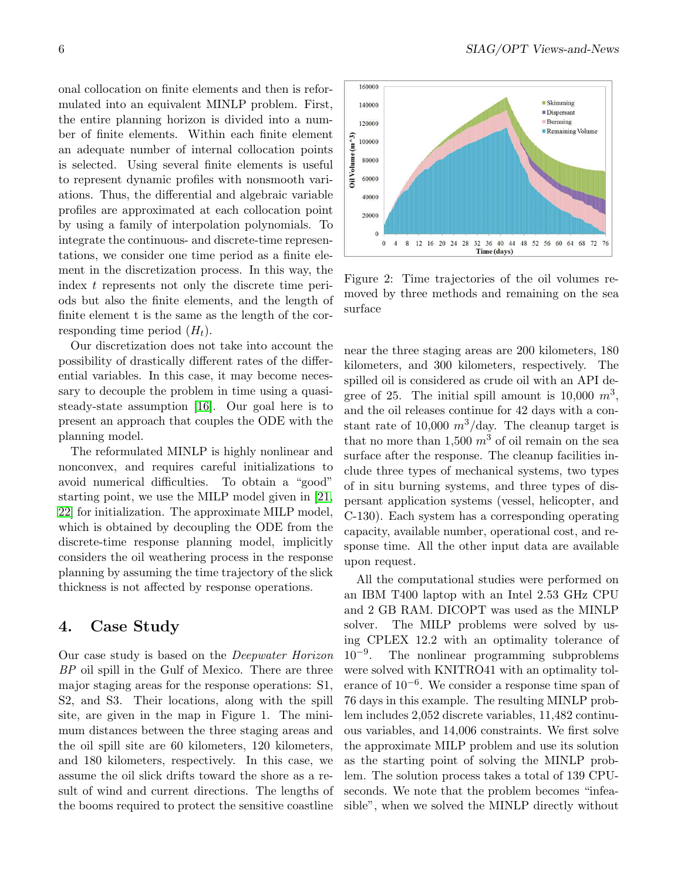onal collocation on finite elements and then is reformulated into an equivalent MINLP problem. First, the entire planning horizon is divided into a number of finite elements. Within each finite element an adequate number of internal collocation points is selected. Using several finite elements is useful to represent dynamic profiles with nonsmooth variations. Thus, the differential and algebraic variable profiles are approximated at each collocation point by using a family of interpolation polynomials. To integrate the continuous- and discrete-time representations, we consider one time period as a finite element in the discretization process. In this way, the index $t$ represents not only the discrete time periods but also the finite elements, and the length of finite element t is the same as the length of the corresponding time period ($H_t$).

Our discretization does not take into account the possibility of drastically different rates of the differential variables. In this case, it may become necessary to decouple the problem in time using a quasi-steady-state assumption [16]. Our goal here is to present an approach that couples the ODE with the planning model.

The reformulated MINLP is highly nonlinear and nonconvex, and requires careful initializations to avoid numerical difficulties. To obtain a "good" starting point, we use the MILP model given in [21, 22] for initialization. The approximate MILP model, which is obtained by decoupling the ODE from the discrete-time response planning model, implicitly considers the oil weathering process in the response planning by assuming the time trajectory of the slick thickness is not affected by response operations.

## 4. Case Study

Our case study is based on the *Deepwater Horizon BP* oil spill in the Gulf of Mexico. There are three major staging areas for the response operations: S1, S2, and S3. Their locations, along with the spill site, are given in the map in Figure 1. The minimum distances between the three staging areas and the oil spill site are 60 kilometers, 120 kilometers, and 180 kilometers, respectively. In this case, we assume the oil slick drifts toward the shore as a result of wind and current directions. The lengths of the booms required to protect the sensitive coastline near the three staging areas are 200 kilometers, 180 kilometers, and 300 kilometers, respectively. The spilled oil is considered as crude oil with an API degree of 25. The initial spill amount is 10,000 $m^3$, and the oil releases continue for 42 days with a constant rate of 10,000 $m^3$/day. The cleanup target is that no more than 1,500 $m^3$ of oil remain on the sea surface after the response. The cleanup facilities include three types of mechanical systems, two types of in situ burning systems, and three types of dispersant application systems (vessel, helicopter, and C-130). Each system has a corresponding operating capacity, available number, operational cost, and response time. All the other input data are available upon request.

Figure 2: Time trajectories of the oil volumes removed by three methods and remaining on the sea surface

All the computational studies were performed on an IBM T400 laptop with an Intel 2.53 GHz CPU and 2 GB RAM. DICOPT was used as the MINLP solver. The MILP problems were solved by using CPLEX 12.2 with an optimality tolerance of $10^{-9}$. The nonlinear programming subproblems were solved with KNITRO41 with an optimality tolerance of $10^{-6}$. We consider a response time span of 76 days in this example. The resulting MINLP problem includes 2,052 discrete variables, 11,482 continuous variables, and 14,006 constraints. We first solve the approximate MILP problem and use its solution as the starting point of solving the MINLP problem. The solution process takes a total of 139 CPU-seconds. We note that the problem becomes "infeasible", when we solved the MINLP directly without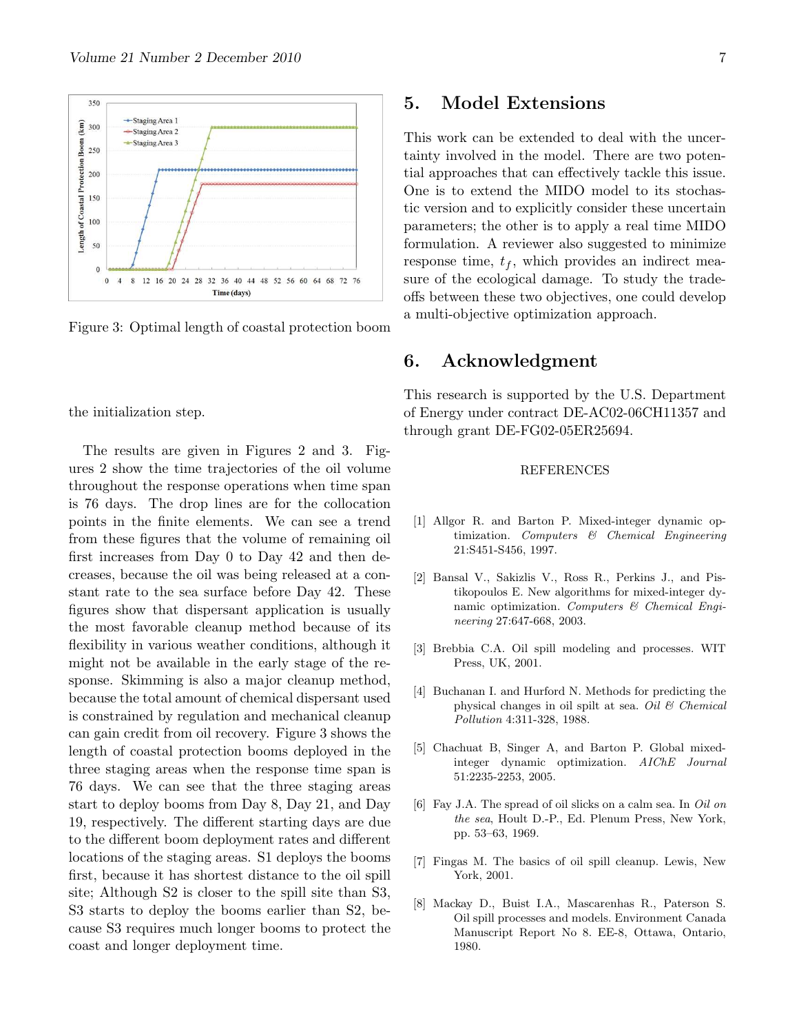Figure 3: Optimal length of coastal protection boom

the initialization step.

The results are given in Figures 2 and 3. Figures 2 show the time trajectories of the oil volume throughout the response operations when time span is 76 days. The drop lines are for the collocation points in the finite elements. We can see a trend from these figures that the volume of remaining oil first increases from Day 0 to Day 42 and then decreases, because the oil was being released at a constant rate to the sea surface before Day 42. These figures show that dispersant application is usually the most favorable cleanup method because of its flexibility in various weather conditions, although it might not be available in the early stage of the response. Skimming is also a major cleanup method, because the total amount of chemical dispersant used is constrained by regulation and mechanical cleanup can gain credit from oil recovery. Figure 3 shows the length of coastal protection booms deployed in the three staging areas when the response time span is 76 days. We can see that the three staging areas start to deploy booms from Day 8, Day 21, and Day 19, respectively. The different starting days are due to the different boom deployment rates and different locations of the staging areas. S1 deploys the booms first, because it has shortest distance to the oil spill site; Although S2 is closer to the spill site than S3, S3 starts to deploy the booms earlier than S2, because S3 requires much longer booms to protect the coast and longer deployment time.

## 5. Model Extensions

This work can be extended to deal with the uncertainty involved in the model. There are two potential approaches that can effectively tackle this issue. One is to extend the MIDO model to its stochastic version and to explicitly consider these uncertain parameters; the other is to apply a real time MIDO formulation. A reviewer also suggested to minimize response time, $t_f$, which provides an indirect measure of the ecological damage. To study the trade-offs between these two objectives, one could develop a multi-objective optimization approach.

## 6. Acknowledgment

This research is supported by the U.S. Department of Energy under contract DE-AC02-06CH11357 and through grant DE-FG02-05ER25694.

REFERENCES

[1] Allgor R. and Barton P. Mixed-integer dynamic optimization. *Computers & Chemical Engineering* 21:S451-S456, 1997.

[2] Bansal V., Sakizlis V., Ross R., Perkins J., and Pistikopoulos E. New algorithms for mixed-integer dynamic optimization. *Computers & Chemical Engineering* 27:647-668, 2003.

[3] Brebbia C.A. Oil spill modeling and processes. WIT Press, UK, 2001.

[4] Buchanan I. and Hurford N. Methods for predicting the physical changes in oil spilt at sea. *Oil & Chemical Pollution* 4:311-328, 1988.

[5] Chachuat B, Singer A, and Barton P. Global mixed-integer dynamic optimization. *AIChE Journal* 51:2235-2253, 2005.

[6] Fay J.A. The spread of oil slicks on a calm sea. In *Oil on the sea*, Hoult D.-P., Ed. Plenum Press, New York, pp. 53–63, 1969.

[7] Fingas M. The basics of oil spill cleanup. Lewis, New York, 2001.

[8] Mackay D., Buist I.A., Mascarenhas R., Paterson S. Oil spill processes and models. Environment Canada Manuscript Report No 8. EE-8, Ottawa, Ontario, 1980.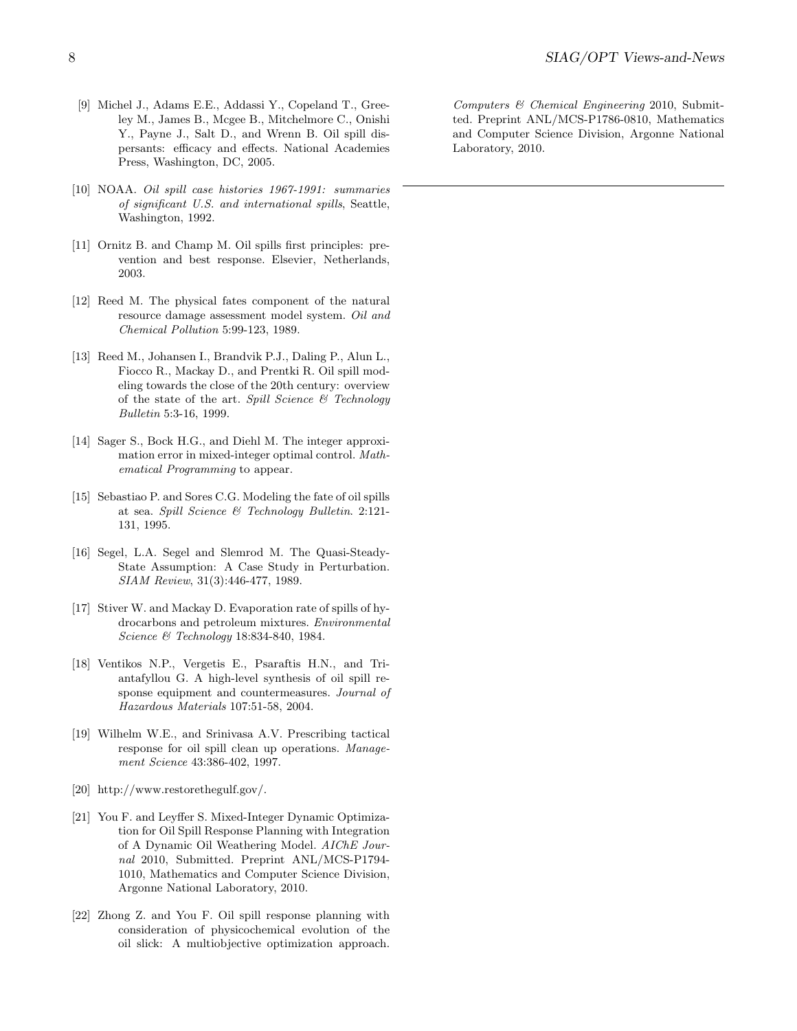[9] Michel J., Adams E.E., Addassi Y., Copeland T., Greeley M., James B., Mcgee B., Mitchelmore C., Onishi Y., Payne J., Salt D., and Wrenn B. Oil spill dispersants: efficacy and effects. National Academies Press, Washington, DC, 2005.

[10] NOAA. *Oil spill case histories 1967-1991: summaries of significant U.S. and international spills*, Seattle, Washington, 1992.

[11] Ornitz B. and Champ M. Oil spills first principles: prevention and best response. Elsevier, Netherlands, 2003.

[12] Reed M. The physical fates component of the natural resource damage assessment model system. *Oil and Chemical Pollution* 5:99-123, 1989.

[13] Reed M., Johansen I., Brandvik P.J., Daling P., Alun L., Fiocco R., Mackay D., and Prentki R. Oil spill modeling towards the close of the 20th century: overview of the state of the art. *Spill Science & Technology Bulletin* 5:3-16, 1999.

[14] Sager S., Bock H.G., and Diehl M. The integer approximation error in mixed-integer optimal control. *Mathematical Programming* to appear.

[15] Sebastiao P. and Sores C.G. Modeling the fate of oil spills at sea. *Spill Science & Technology Bulletin*. 2:121-131, 1995.

[16] Segel, L.A. Segel and Slemrod M. The Quasi-Steady-State Assumption: A Case Study in Perturbation. *SIAM Review*, 31(3):446-477, 1989.

[17] Stiver W. and Mackay D. Evaporation rate of spills of hydrocarbons and petroleum mixtures. *Environmental Science & Technology* 18:834-840, 1984.

[18] Ventikos N.P., Vergetis E., Psaraftis H.N., and Triantafyllou G. A high-level synthesis of oil spill response equipment and countermeasures. *Journal of Hazardous Materials* 107:51-58, 2004.

[19] Wilhelm W.E., and Srinivasa A.V. Prescribing tactical response for oil spill clean up operations. *Management Science* 43:386-402, 1997.

[20] http://www.restorethegulf.gov/.

[21] You F. and Leyffer S. Mixed-Integer Dynamic Optimization for Oil Spill Response Planning with Integration of A Dynamic Oil Weathering Model. *AIChE Journal* 2010, Submitted. Preprint ANL/MCS-P1794-1010, Mathematics and Computer Science Division, Argonne National Laboratory, 2010.

[22] Zhong Z. and You F. Oil spill response planning with consideration of physicochemical evolution of the oil slick: A multiobjective optimization approach. *Computers & Chemical Engineering* 2010, Submitted. Preprint ANL/MCS-P1786-0810, Mathematics and Computer Science Division, Argonne National Laboratory, 2010.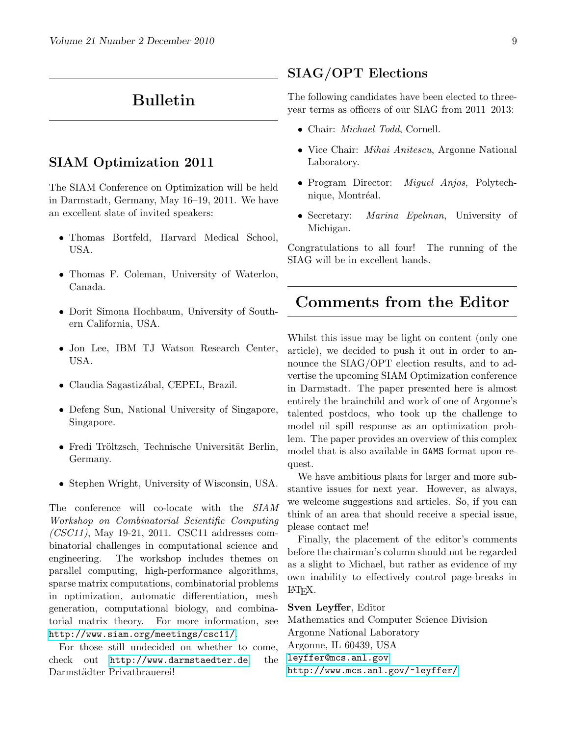# Bulletin

## SIAM Optimization 2011

The SIAM Conference on Optimization will be held in Darmstadt, Germany, May 16–19, 2011. We have an excellent slate of invited speakers:

- Thomas Bortfeld, Harvard Medical School, USA.
- Thomas F. Coleman, University of Waterloo, Canada.
- Dorit Simona Hochbaum, University of Southern California, USA.
- Jon Lee, IBM TJ Watson Research Center, USA.
- Claudia Sagastizábal, CEPEL, Brazil.
- Defeng Sun, National University of Singapore, Singapore.
- Fredi Tröltzsch, Technische Universität Berlin, Germany.
- Stephen Wright, University of Wisconsin, USA.

The conference will co-locate with the *SIAM Workshop on Combinatorial Scientific Computing (CSC11)*, May 19-21, 2011. CSC11 addresses combinatorial challenges in computational science and engineering. The workshop includes themes on parallel computing, high-performance algorithms, sparse matrix computations, combinatorial problems in optimization, automatic differentiation, mesh generation, computational biology, and combinatorial matrix theory. For more information, see http://www.siam.org/meetings/csc11/.

For those still undecided on whether to come, check out http://www.darmstaedter.de, the Darmstädter Privatbrauerei!

## SIAG/OPT Elections

The following candidates have been elected to three-year terms as officers of our SIAG from 2011–2013:

- Chair: *Michael Todd*, Cornell.
- Vice Chair: *Mihai Anitescu*, Argonne National Laboratory.
- Program Director: *Miguel Anjos*, Polytechnique, Montréal.
- Secretary: *Marina Epelman*, University of Michigan.

Congratulations to all four! The running of the SIAG will be in excellent hands.

# Comments from the Editor

Whilst this issue may be light on content (only one article), we decided to push it out in order to announce the SIAG/OPT election results, and to advertise the upcoming SIAM Optimization conference in Darmstadt. The paper presented here is almost entirely the brainchild and work of one of Argonne's talented postdocs, who took up the challenge to model oil spill response as an optimization problem. The paper provides an overview of this complex model that is also available in GAMS format upon request.

We have ambitious plans for larger and more substantive issues for next year. However, as always, we welcome suggestions and articles. So, if you can think of an area that should receive a special issue, please contact me!

Finally, the placement of the editor's comments before the chairman's column should not be regarded as a slight to Michael, but rather as evidence of my own inability to effectively control page-breaks in LaTeX.

**Sven Leyffer**, Editor
Mathematics and Computer Science Division
Argonne National Laboratory
Argonne, IL 60439, USA
leyffer@mcs.anl.gov
http://www.mcs.anl.gov/~leyffer/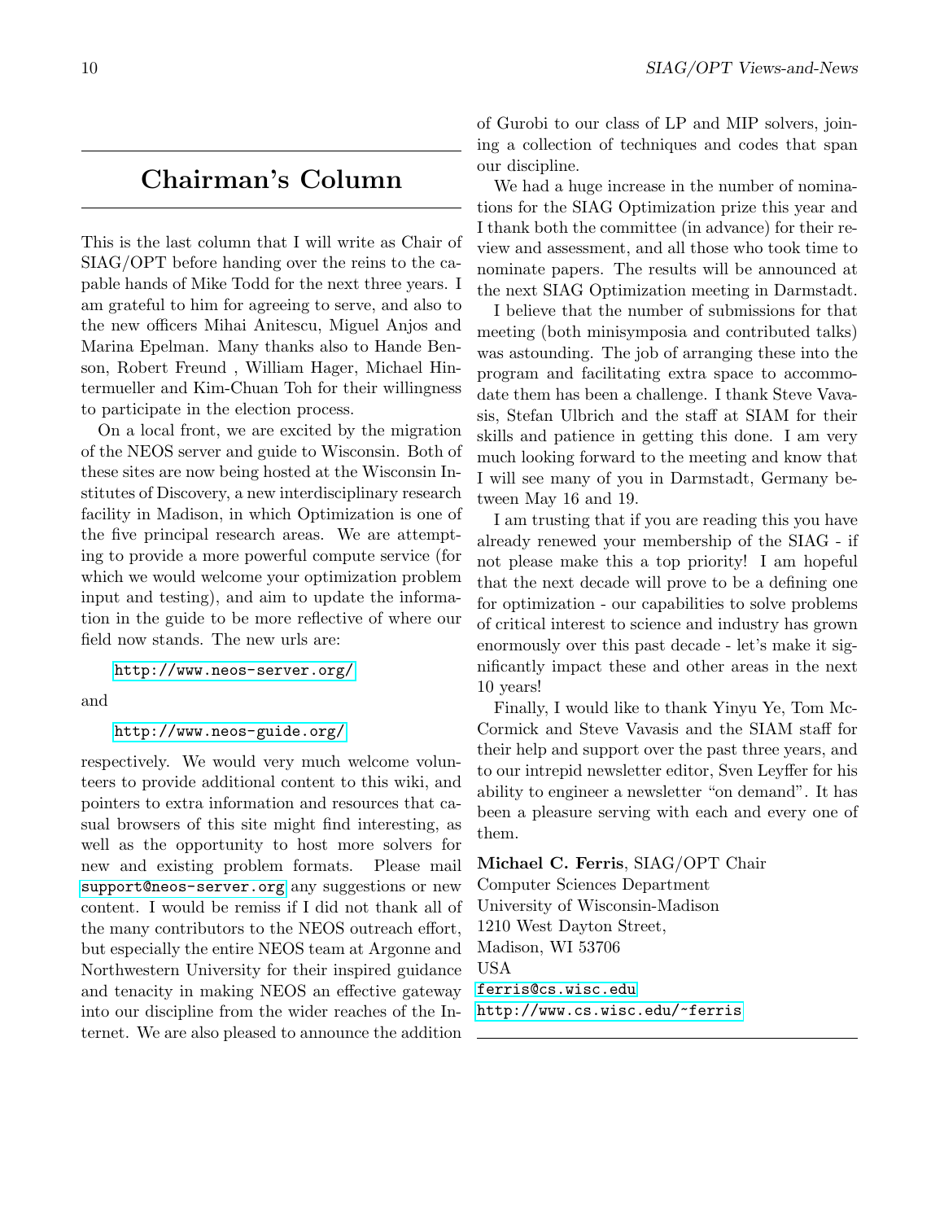# Chairman's Column

This is the last column that I will write as Chair of SIAG/OPT before handing over the reins to the capable hands of Mike Todd for the next three years. I am grateful to him for agreeing to serve, and also to the new officers Mihai Anitescu, Miguel Anjos and Marina Epelman. Many thanks also to Hande Benson, Robert Freund , William Hager, Michael Hintermueller and Kim-Chuan Toh for their willingness to participate in the election process.

On a local front, we are excited by the migration of the NEOS server and guide to Wisconsin. Both of these sites are now being hosted at the Wisconsin Institutes of Discovery, a new interdisciplinary research facility in Madison, in which Optimization is one of the five principal research areas. We are attempting to provide a more powerful compute service (for which we would welcome your optimization problem input and testing), and aim to update the information in the guide to be more reflective of where our field now stands. The new urls are:

http://www.neos-server.org/

and

http://www.neos-guide.org/

respectively. We would very much welcome volunteers to provide additional content to this wiki, and pointers to extra information and resources that casual browsers of this site might find interesting, as well as the opportunity to host more solvers for new and existing problem formats. Please mail support@neos-server.org any suggestions or new content. I would be remiss if I did not thank all of the many contributors to the NEOS outreach effort, but especially the entire NEOS team at Argonne and Northwestern University for their inspired guidance and tenacity in making NEOS an effective gateway into our discipline from the wider reaches of the Internet. We are also pleased to announce the addition of Gurobi to our class of LP and MIP solvers, joining a collection of techniques and codes that span our discipline.

We had a huge increase in the number of nominations for the SIAG Optimization prize this year and I thank both the committee (in advance) for their review and assessment, and all those who took time to nominate papers. The results will be announced at the next SIAG Optimization meeting in Darmstadt.

I believe that the number of submissions for that meeting (both minisymposia and contributed talks) was astounding. The job of arranging these into the program and facilitating extra space to accommodate them has been a challenge. I thank Steve Vavasis, Stefan Ulbrich and the staff at SIAM for their skills and patience in getting this done. I am very much looking forward to the meeting and know that I will see many of you in Darmstadt, Germany between May 16 and 19.

I am trusting that if you are reading this you have already renewed your membership of the SIAG - if not please make this a top priority! I am hopeful that the next decade will prove to be a defining one for optimization - our capabilities to solve problems of critical interest to science and industry has grown enormously over this past decade - let's make it significantly impact these and other areas in the next 10 years!

Finally, I would like to thank Yinyu Ye, Tom McCormick and Steve Vavasis and the SIAM staff for their help and support over the past three years, and to our intrepid newsletter editor, Sven Leyffer for his ability to engineer a newsletter "on demand". It has been a pleasure serving with each and every one of them.

**Michael C. Ferris**, SIAG/OPT Chair
Computer Sciences Department
University of Wisconsin-Madison
1210 West Dayton Street,
Madison, WI 53706
USA
ferris@cs.wisc.edu
http://www.cs.wisc.edu/~ferris